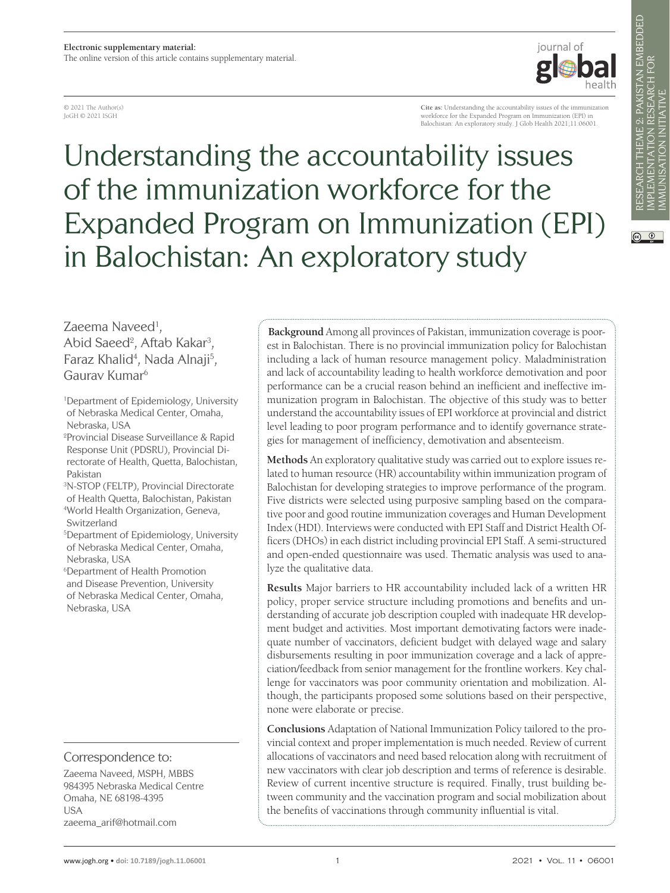**Electronic supplementary material:**
The online version of this article contains supplementary material.

© 2021 The Author(s)
JoGH © 2021 ISGH

**Cite as:** Understanding the accountability issues of the immunization workforce for the Expanded Program on Immunization (EPI) in Balochistan: An exploratory study. J Glob Health 2021;11:06001.

RESEARCH THEME 2: PAKISTAN EMBEDDED IMPLEMENTATION RESEARCH FOR IMMUNISATION INITIATIVE

# Understanding the accountability issues of the immunization workforce for the Expanded Program on Immunization (EPI) in Balochistan: An exploratory study

Zaeema Naveed[1], Abid Saeed[2], Aftab Kakar[3], Faraz Khalid[4], Nada Alnaji[5], Gaurav Kumar[6]

[1]Department of Epidemiology, University of Nebraska Medical Center, Omaha, Nebraska, USA
[2]Provincial Disease Surveillance & Rapid Response Unit (PDSRU), Provincial Directorate of Health, Quetta, Balochistan, Pakistan
[3]N-STOP (FELTP), Provincial Directorate of Health Quetta, Balochistan, Pakistan
[4]World Health Organization, Geneva, Switzerland
[5]Department of Epidemiology, University of Nebraska Medical Center, Omaha, Nebraska, USA
[6]Department of Health Promotion and Disease Prevention, University of Nebraska Medical Center, Omaha, Nebraska, USA

**Background** Among all provinces of Pakistan, immunization coverage is poorest in Balochistan. There is no provincial immunization policy for Balochistan including a lack of human resource management policy. Maladministration and lack of accountability leading to health workforce demotivation and poor performance can be a crucial reason behind an inefficient and ineffective immunization program in Balochistan. The objective of this study was to better understand the accountability issues of EPI workforce at provincial and district level leading to poor program performance and to identify governance strategies for management of inefficiency, demotivation and absenteeism.

**Methods** An exploratory qualitative study was carried out to explore issues related to human resource (HR) accountability within immunization program of Balochistan for developing strategies to improve performance of the program. Five districts were selected using purposive sampling based on the comparative poor and good routine immunization coverages and Human Development Index (HDI). Interviews were conducted with EPI Staff and District Health Officers (DHOs) in each district including provincial EPI Staff. A semi-structured and open-ended questionnaire was used. Thematic analysis was used to analyze the qualitative data.

**Results** Major barriers to HR accountability included lack of a written HR policy, proper service structure including promotions and benefits and understanding of accurate job description coupled with inadequate HR development budget and activities. Most important demotivating factors were inadequate number of vaccinators, deficient budget with delayed wage and salary disbursements resulting in poor immunization coverage and a lack of appreciation/feedback from senior management for the frontline workers. Key challenge for vaccinators was poor community orientation and mobilization. Although, the participants proposed some solutions based on their perspective, none were elaborate or precise.

**Conclusions** Adaptation of National Immunization Policy tailored to the provincial context and proper implementation is much needed. Review of current allocations of vaccinators and need based relocation along with recruitment of new vaccinators with clear job description and terms of reference is desirable. Review of current incentive structure is required. Finally, trust building between community and the vaccination program and social mobilization about the benefits of vaccinations through community influential is vital.

Correspondence to:

Zaeema Naveed, MSPH, MBBS
984395 Nebraska Medical Centre
Omaha, NE 68198-4395
USA
zaeema_arif@hotmail.com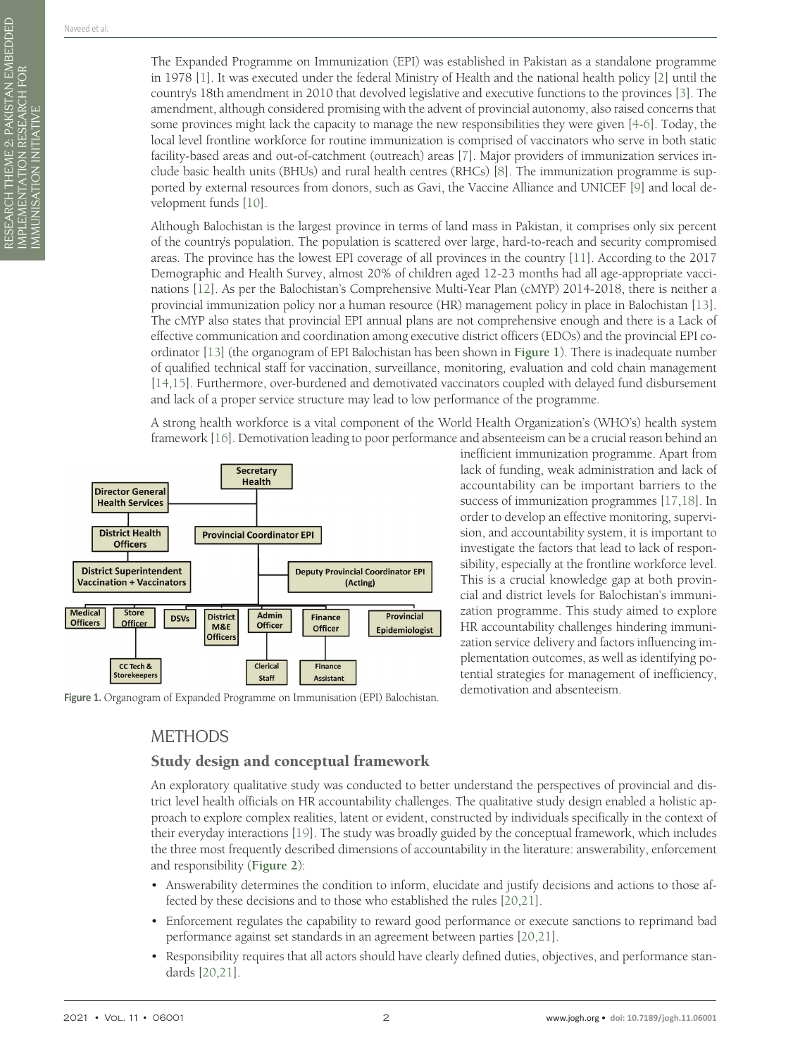The Expanded Programme on Immunization (EPI) was established in Pakistan as a standalone programme in 1978 [1]. It was executed under the federal Ministry of Health and the national health policy [2] until the country's 18th amendment in 2010 that devolved legislative and executive functions to the provinces [3]. The amendment, although considered promising with the advent of provincial autonomy, also raised concerns that some provinces might lack the capacity to manage the new responsibilities they were given [4-6]. Today, the local level frontline workforce for routine immunization is comprised of vaccinators who serve in both static facility-based areas and out-of-catchment (outreach) areas [7]. Major providers of immunization services include basic health units (BHUs) and rural health centres (RHCs) [8]. The immunization programme is supported by external resources from donors, such as Gavi, the Vaccine Alliance and UNICEF [9] and local development funds [10].

Although Balochistan is the largest province in terms of land mass in Pakistan, it comprises only six percent of the country's population. The population is scattered over large, hard-to-reach and security compromised areas. The province has the lowest EPI coverage of all provinces in the country [11]. According to the 2017 Demographic and Health Survey, almost 20% of children aged 12-23 months had all age-appropriate vaccinations [12]. As per the Balochistan's Comprehensive Multi-Year Plan (cMYP) 2014-2018, there is neither a provincial immunization policy nor a human resource (HR) management policy in place in Balochistan [13]. The cMYP also states that provincial EPI annual plans are not comprehensive enough and there is a Lack of effective communication and coordination among executive district officers (EDOs) and the provincial EPI coordinator [13] (the organogram of EPI Balochistan has been shown in **Figure 1**). There is inadequate number of qualified technical staff for vaccination, surveillance, monitoring, evaluation and cold chain management [14,15]. Furthermore, over-burdened and demotivated vaccinators coupled with delayed fund disbursement and lack of a proper service structure may lead to low performance of the programme.

A strong health workforce is a vital component of the World Health Organization's (WHO's) health system framework [16]. Demotivation leading to poor performance and absenteeism can be a crucial reason behind an inefficient immunization programme. Apart from lack of funding, weak administration and lack of accountability can be important barriers to the success of immunization programmes [17,18]. In order to develop an effective monitoring, supervision, and accountability system, it is important to investigate the factors that lead to lack of responsibility, especially at the frontline workforce level. This is a crucial knowledge gap at both provincial and district levels for Balochistan's immunization programme. This study aimed to explore HR accountability challenges hindering immunization service delivery and factors influencing implementation outcomes, as well as identifying potential strategies for management of inefficiency, demotivation and absenteeism.

**Figure 1.** Organogram of Expanded Programme on Immunisation (EPI) Balochistan.

# METHODS

## Study design and conceptual framework

An exploratory qualitative study was conducted to better understand the perspectives of provincial and district level health officials on HR accountability challenges. The qualitative study design enabled a holistic approach to explore complex realities, latent or evident, constructed by individuals specifically in the context of their everyday interactions [19]. The study was broadly guided by the conceptual framework, which includes the three most frequently described dimensions of accountability in the literature: answerability, enforcement and responsibility (**Figure 2**):

- Answerability determines the condition to inform, elucidate and justify decisions and actions to those affected by these decisions and to those who established the rules [20,21].
- Enforcement regulates the capability to reward good performance or execute sanctions to reprimand bad performance against set standards in an agreement between parties [20,21].
- Responsibility requires that all actors should have clearly defined duties, objectives, and performance standards [20,21].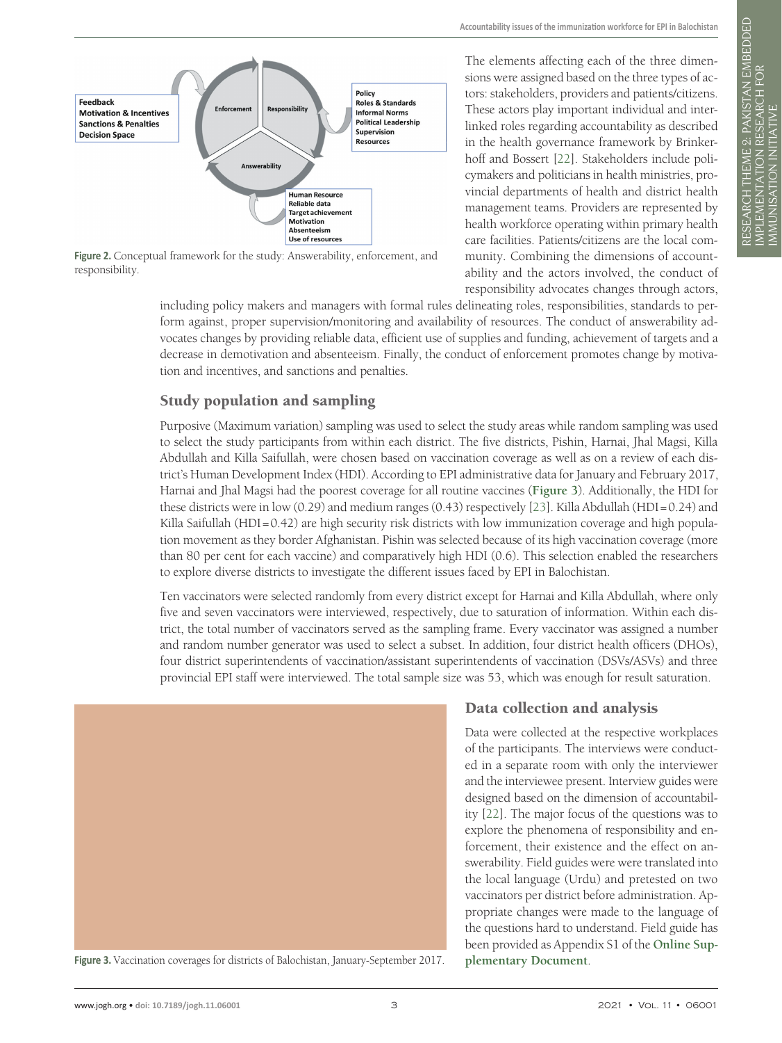Feedback
Motivation & Incentives
Sanctions & Penalties
Decision Space

Enforcement

Responsibility

Policy
Roles & Standards
Informal Norms
Political Leadership
Supervision
Resources

Answerability

Human Resource
Reliable data
Target achievement
Motivation
Absenteeism
Use of resources

**Figure 2.** Conceptual framework for the study: Answerability, enforcement, and responsibility.

The elements affecting each of the three dimensions were assigned based on the three types of actors: stakeholders, providers and patients/citizens. These actors play important individual and interlinked roles regarding accountability as described in the health governance framework by Brinkerhoff and Bossert [22]. Stakeholders include policymakers and politicians in health ministries, provincial departments of health and district health management teams. Providers are represented by health workforce operating within primary health care facilities. Patients/citizens are the local community. Combining the dimensions of accountability and the actors involved, the conduct of responsibility advocates changes through actors, including policy makers and managers with formal rules delineating roles, responsibilities, standards to perform against, proper supervision/monitoring and availability of resources. The conduct of answerability advocates changes by providing reliable data, efficient use of supplies and funding, achievement of targets and a decrease in demotivation and absenteeism. Finally, the conduct of enforcement promotes change by motivation and incentives, and sanctions and penalties.

## Study population and sampling

Purposive (Maximum variation) sampling was used to select the study areas while random sampling was used to select the study participants from within each district. The five districts, Pishin, Harnai, Jhal Magsi, Killa Abdullah and Killa Saifullah, were chosen based on vaccination coverage as well as on a review of each district's Human Development Index (HDI). According to EPI administrative data for January and February 2017, Harnai and Jhal Magsi had the poorest coverage for all routine vaccines (**Figure 3**). Additionally, the HDI for these districts were in low (0.29) and medium ranges (0.43) respectively [23]. Killa Abdullah (HDI = 0.24) and Killa Saifullah (HDI = 0.42) are high security risk districts with low immunization coverage and high population movement as they border Afghanistan. Pishin was selected because of its high vaccination coverage (more than 80 per cent for each vaccine) and comparatively high HDI (0.6). This selection enabled the researchers to explore diverse districts to investigate the different issues faced by EPI in Balochistan.

Ten vaccinators were selected randomly from every district except for Harnai and Killa Abdullah, where only five and seven vaccinators were interviewed, respectively, due to saturation of information. Within each district, the total number of vaccinators served as the sampling frame. Every vaccinator was assigned a number and random number generator was used to select a subset. In addition, four district health officers (DHOs), four district superintendents of vaccination/assistant superintendents of vaccination (DSVs/ASVs) and three provincial EPI staff were interviewed. The total sample size was 53, which was enough for result saturation.

**Figure 3.** Vaccination coverages for districts of Balochistan, January-September 2017.

## Data collection and analysis

Data were collected at the respective workplaces of the participants. The interviews were conducted in a separate room with only the interviewer and the interviewee present. Interview guides were designed based on the dimension of accountability [22]. The major focus of the questions was to explore the phenomena of responsibility and enforcement, their existence and the effect on answerability. Field guides were were translated into the local language (Urdu) and pretested on two vaccinators per district before administration. Appropriate changes were made to the language of the questions hard to understand. Field guide has been provided as Appendix S1 of the **Online Supplementary Document**.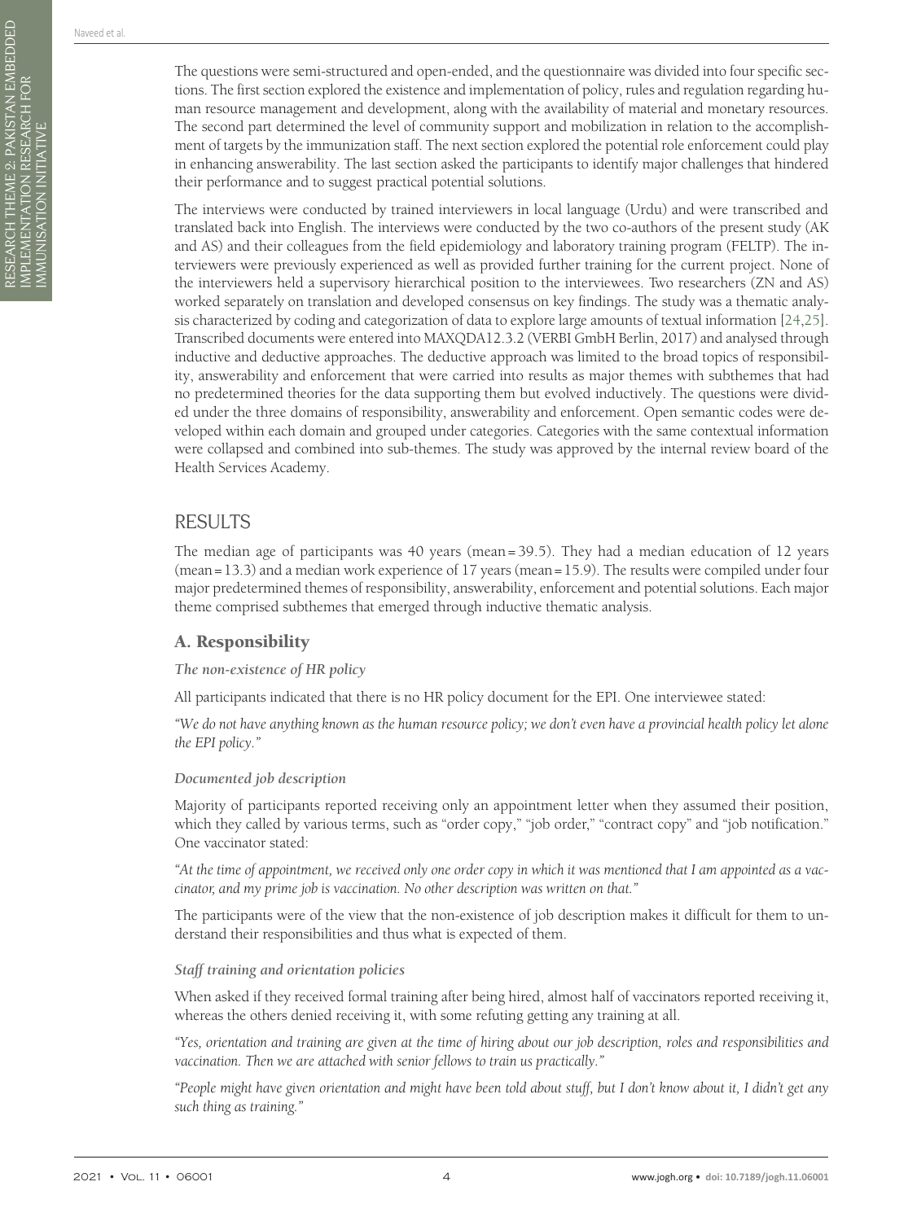The questions were semi-structured and open-ended, and the questionnaire was divided into four specific sections. The first section explored the existence and implementation of policy, rules and regulation regarding human resource management and development, along with the availability of material and monetary resources. The second part determined the level of community support and mobilization in relation to the accomplishment of targets by the immunization staff. The next section explored the potential role enforcement could play in enhancing answerability. The last section asked the participants to identify major challenges that hindered their performance and to suggest practical potential solutions.

The interviews were conducted by trained interviewers in local language (Urdu) and were transcribed and translated back into English. The interviews were conducted by the two co-authors of the present study (AK and AS) and their colleagues from the field epidemiology and laboratory training program (FELTP). The interviewers were previously experienced as well as provided further training for the current project. None of the interviewers held a supervisory hierarchical position to the interviewees. Two researchers (ZN and AS) worked separately on translation and developed consensus on key findings. The study was a thematic analysis characterized by coding and categorization of data to explore large amounts of textual information [24,25]. Transcribed documents were entered into MAXQDA12.3.2 (VERBI GmbH Berlin, 2017) and analysed through inductive and deductive approaches. The deductive approach was limited to the broad topics of responsibility, answerability and enforcement that were carried into results as major themes with subthemes that had no predetermined theories for the data supporting them but evolved inductively. The questions were divided under the three domains of responsibility, answerability and enforcement. Open semantic codes were developed within each domain and grouped under categories. Categories with the same contextual information were collapsed and combined into sub-themes. The study was approved by the internal review board of the Health Services Academy.

## RESULTS

The median age of participants was 40 years (mean = 39.5). They had a median education of 12 years (mean = 13.3) and a median work experience of 17 years (mean = 15.9). The results were compiled under four major predetermined themes of responsibility, answerability, enforcement and potential solutions. Each major theme comprised subthemes that emerged through inductive thematic analysis.

### A. Responsibility

#### *The non-existence of HR policy*

All participants indicated that there is no HR policy document for the EPI. One interviewee stated:

*"We do not have anything known as the human resource policy; we don't even have a provincial health policy let alone the EPI policy."*

#### *Documented job description*

Majority of participants reported receiving only an appointment letter when they assumed their position, which they called by various terms, such as "order copy," "job order," "contract copy" and "job notification." One vaccinator stated:

*"At the time of appointment, we received only one order copy in which it was mentioned that I am appointed as a vaccinator, and my prime job is vaccination. No other description was written on that."*

The participants were of the view that the non-existence of job description makes it difficult for them to understand their responsibilities and thus what is expected of them.

#### *Staff training and orientation policies*

When asked if they received formal training after being hired, almost half of vaccinators reported receiving it, whereas the others denied receiving it, with some refuting getting any training at all.

*"Yes, orientation and training are given at the time of hiring about our job description, roles and responsibilities and vaccination. Then we are attached with senior fellows to train us practically."*

*"People might have given orientation and might have been told about stuff, but I don't know about it, I didn't get any such thing as training."*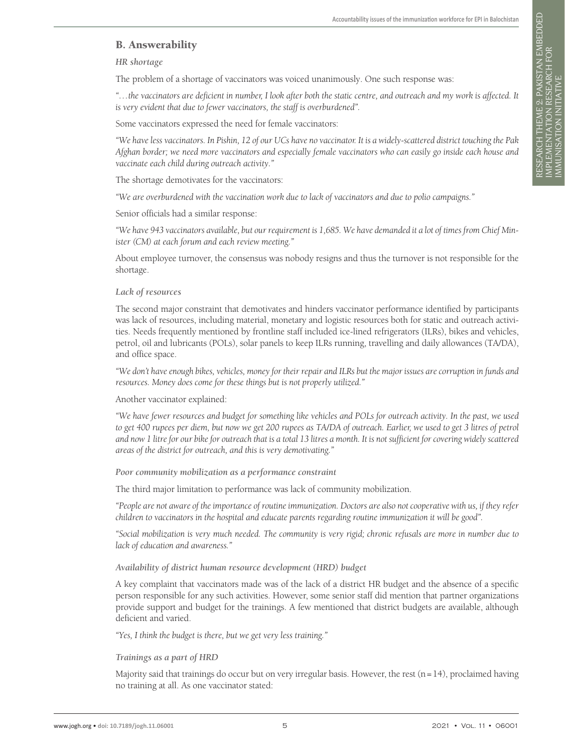## B. Answerability

### *HR shortage*

The problem of a shortage of vaccinators was voiced unanimously. One such response was:

*"…the vaccinators are deficient in number, I look after both the static centre, and outreach and my work is affected. It is very evident that due to fewer vaccinators, the staff is overburdened".*

Some vaccinators expressed the need for female vaccinators:

*"We have less vaccinators. In Pishin, 12 of our UCs have no vaccinator. It is a widely-scattered district touching the Pak Afghan border; we need more vaccinators and especially female vaccinators who can easily go inside each house and vaccinate each child during outreach activity."*

The shortage demotivates for the vaccinators:

*"We are overburdened with the vaccination work due to lack of vaccinators and due to polio campaigns."*

Senior officials had a similar response:

*"We have 943 vaccinators available, but our requirement is 1,685. We have demanded it a lot of times from Chief Minister (CM) at each forum and each review meeting."*

About employee turnover, the consensus was nobody resigns and thus the turnover is not responsible for the shortage.

### *Lack of resources*

The second major constraint that demotivates and hinders vaccinator performance identified by participants was lack of resources, including material, monetary and logistic resources both for static and outreach activities. Needs frequently mentioned by frontline staff included ice-lined refrigerators (ILRs), bikes and vehicles, petrol, oil and lubricants (POLs), solar panels to keep ILRs running, travelling and daily allowances (TA/DA), and office space.

*"We don't have enough bikes, vehicles, money for their repair and ILRs but the major issues are corruption in funds and resources. Money does come for these things but is not properly utilized."*

Another vaccinator explained:

*"We have fewer resources and budget for something like vehicles and POLs for outreach activity. In the past, we used to get 400 rupees per diem, but now we get 200 rupees as TA/DA of outreach. Earlier, we used to get 3 litres of petrol and now 1 litre for our bike for outreach that is a total 13 litres a month. It is not sufficient for covering widely scattered areas of the district for outreach, and this is very demotivating."*

### *Poor community mobilization as a performance constraint*

The third major limitation to performance was lack of community mobilization.

*"People are not aware of the importance of routine immunization. Doctors are also not cooperative with us, if they refer children to vaccinators in the hospital and educate parents regarding routine immunization it will be good".*

*"Social mobilization is very much needed. The community is very rigid; chronic refusals are more in number due to lack of education and awareness."*

### *Availability of district human resource development (HRD) budget*

A key complaint that vaccinators made was of the lack of a district HR budget and the absence of a specific person responsible for any such activities. However, some senior staff did mention that partner organizations provide support and budget for the trainings. A few mentioned that district budgets are available, although deficient and varied.

*"Yes, I think the budget is there, but we get very less training."*

### *Trainings as a part of HRD*

Majority said that trainings do occur but on very irregular basis. However, the rest (n = 14), proclaimed having no training at all. As one vaccinator stated: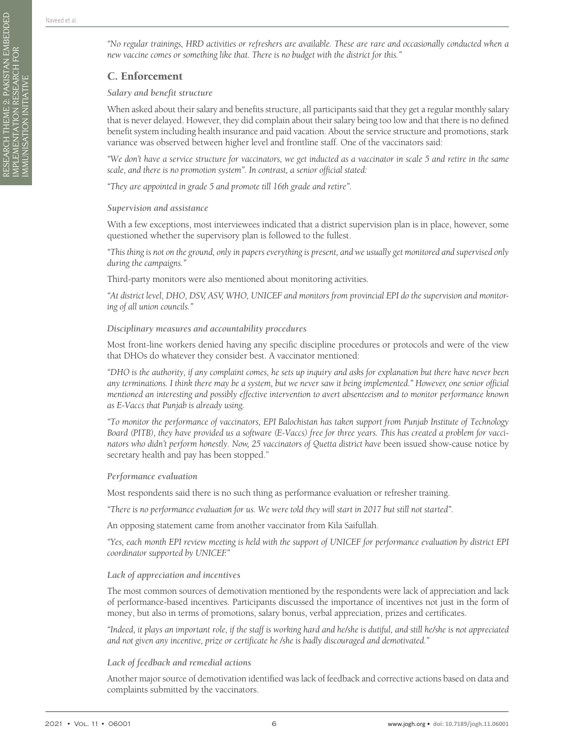*"No regular trainings, HRD activities or refreshers are available. These are rare and occasionally conducted when a new vaccine comes or something like that. There is no budget with the district for this."*

## C. Enforcement

### *Salary and benefit structure*

When asked about their salary and benefits structure, all participants said that they get a regular monthly salary that is never delayed. However, they did complain about their salary being too low and that there is no defined benefit system including health insurance and paid vacation. About the service structure and promotions, stark variance was observed between higher level and frontline staff. One of the vaccinators said:

*"We don't have a service structure for vaccinators, we get inducted as a vaccinator in scale 5 and retire in the same scale, and there is no promotion system". In contrast, a senior official stated:*

*"They are appointed in grade 5 and promote till 16th grade and retire".*

### *Supervision and assistance*

With a few exceptions, most interviewees indicated that a district supervision plan is in place, however, some questioned whether the supervisory plan is followed to the fullest.

*"This thing is not on the ground, only in papers everything is present, and we usually get monitored and supervised only during the campaigns."*

Third-party monitors were also mentioned about monitoring activities.

*"At district level, DHO, DSV, ASV, WHO, UNICEF and monitors from provincial EPI do the supervision and monitoring of all union councils."*

### *Disciplinary measures and accountability procedures*

Most front-line workers denied having any specific discipline procedures or protocols and were of the view that DHOs do whatever they consider best. A vaccinator mentioned:

*"DHO is the authority, if any complaint comes, he sets up inquiry and asks for explanation but there have never been any terminations. I think there may be a system, but we never saw it being implemented." However, one senior official mentioned an interesting and possibly effective intervention to avert absenteeism and to monitor performance known as E-Vaccs that Punjab is already using.*

*"To monitor the performance of vaccinators, EPI Balochistan has taken support from Punjab Institute of Technology Board (PITB), they have provided us a software (E-Vaccs) free for three years. This has created a problem for vaccinators who didn't perform honestly. Now, 25 vaccinators of Quetta district have* been issued show-cause notice by secretary health and pay has been stopped."

### *Performance evaluation*

Most respondents said there is no such thing as performance evaluation or refresher training.

*"There is no performance evaluation for us. We were told they will start in 2017 but still not started".*

An opposing statement came from another vaccinator from Kila Saifullah.

*"Yes, each month EPI review meeting is held with the support of UNICEF for performance evaluation by district EPI coordinator supported by UNICEF."*

### *Lack of appreciation and incentives*

The most common sources of demotivation mentioned by the respondents were lack of appreciation and lack of performance-based incentives. Participants discussed the importance of incentives not just in the form of money, but also in terms of promotions, salary bonus, verbal appreciation, prizes and certificates.

*"Indeed, it plays an important role, if the staff is working hard and he/she is dutiful, and still he/she is not appreciated and not given any incentive, prize or certificate he /she is badly discouraged and demotivated."*

### *Lack of feedback and remedial actions*

Another major source of demotivation identified was lack of feedback and corrective actions based on data and complaints submitted by the vaccinators.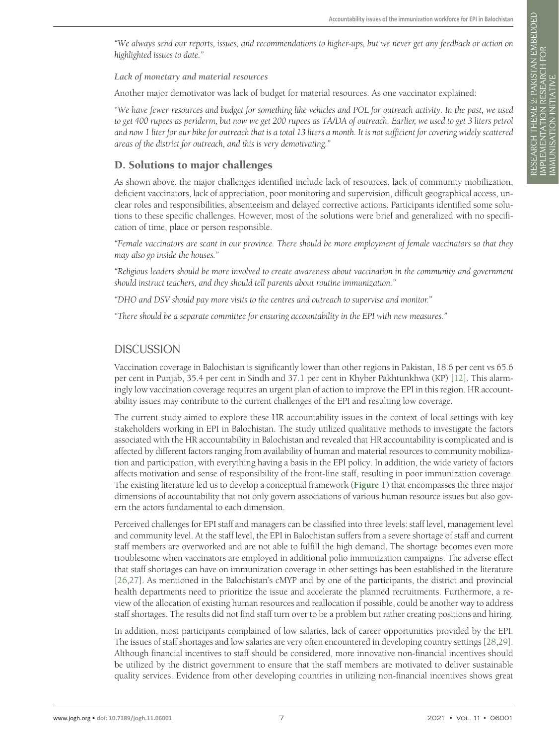*"We always send our reports, issues, and recommendations to higher-ups, but we never get any feedback or action on highlighted issues to date."*

*Lack of monetary and material resources*

Another major demotivator was lack of budget for material resources. As one vaccinator explained:

*"We have fewer resources and budget for something like vehicles and POL for outreach activity. In the past, we used to get 400 rupees as periderm, but now we get 200 rupees as TA/DA of outreach. Earlier, we used to get 3 liters petrol and now 1 liter for our bike for outreach that is a total 13 liters a month. It is not sufficient for covering widely scattered areas of the district for outreach, and this is very demotivating."*

## D. Solutions to major challenges

As shown above, the major challenges identified include lack of resources, lack of community mobilization, deficient vaccinators, lack of appreciation, poor monitoring and supervision, difficult geographical access, unclear roles and responsibilities, absenteeism and delayed corrective actions. Participants identified some solutions to these specific challenges. However, most of the solutions were brief and generalized with no specification of time, place or person responsible.

*"Female vaccinators are scant in our province. There should be more employment of female vaccinators so that they may also go inside the houses."*

*"Religious leaders should be more involved to create awareness about vaccination in the community and government should instruct teachers, and they should tell parents about routine immunization."*

*"DHO and DSV should pay more visits to the centres and outreach to supervise and monitor."*

*"There should be a separate committee for ensuring accountability in the EPI with new measures."*

# DISCUSSION

Vaccination coverage in Balochistan is significantly lower than other regions in Pakistan, 18.6 per cent vs 65.6 per cent in Punjab, 35.4 per cent in Sindh and 37.1 per cent in Khyber Pakhtunkhwa (KP) [12]. This alarmingly low vaccination coverage requires an urgent plan of action to improve the EPI in this region. HR accountability issues may contribute to the current challenges of the EPI and resulting low coverage.

The current study aimed to explore these HR accountability issues in the context of local settings with key stakeholders working in EPI in Balochistan. The study utilized qualitative methods to investigate the factors associated with the HR accountability in Balochistan and revealed that HR accountability is complicated and is affected by different factors ranging from availability of human and material resources to community mobilization and participation, with everything having a basis in the EPI policy. In addition, the wide variety of factors affects motivation and sense of responsibility of the front-line staff, resulting in poor immunization coverage. The existing literature led us to develop a conceptual framework (**Figure 1**) that encompasses the three major dimensions of accountability that not only govern associations of various human resource issues but also govern the actors fundamental to each dimension.

Perceived challenges for EPI staff and managers can be classified into three levels: staff level, management level and community level. At the staff level, the EPI in Balochistan suffers from a severe shortage of staff and current staff members are overworked and are not able to fulfill the high demand. The shortage becomes even more troublesome when vaccinators are employed in additional polio immunization campaigns. The adverse effect that staff shortages can have on immunization coverage in other settings has been established in the literature [26,27]. As mentioned in the Balochistan's cMYP and by one of the participants, the district and provincial health departments need to prioritize the issue and accelerate the planned recruitments. Furthermore, a review of the allocation of existing human resources and reallocation if possible, could be another way to address staff shortages. The results did not find staff turn over to be a problem but rather creating positions and hiring.

In addition, most participants complained of low salaries, lack of career opportunities provided by the EPI. The issues of staff shortages and low salaries are very often encountered in developing country settings [28,29]. Although financial incentives to staff should be considered, more innovative non-financial incentives should be utilized by the district government to ensure that the staff members are motivated to deliver sustainable quality services. Evidence from other developing countries in utilizing non-financial incentives shows great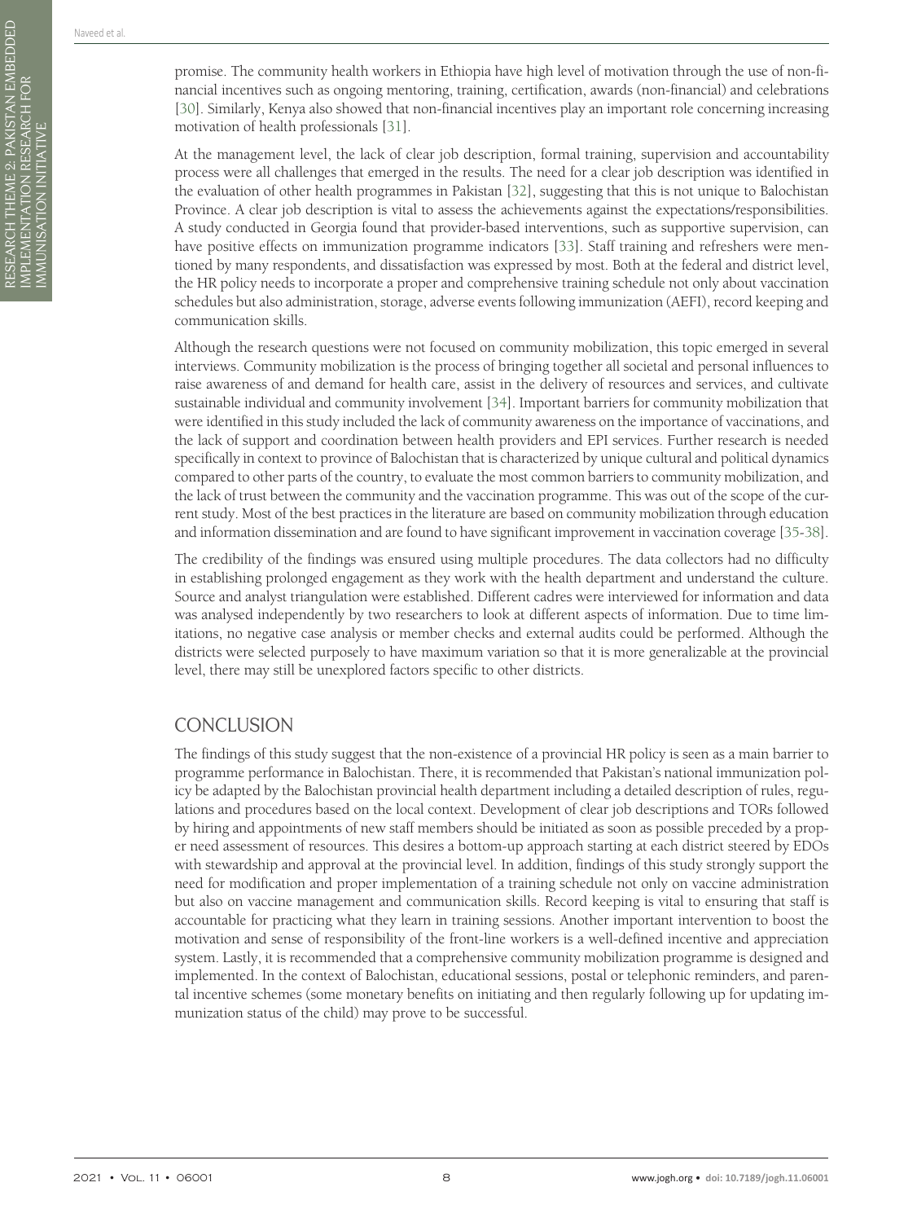promise. The community health workers in Ethiopia have high level of motivation through the use of non-financial incentives such as ongoing mentoring, training, certification, awards (non-financial) and celebrations [30]. Similarly, Kenya also showed that non-financial incentives play an important role concerning increasing motivation of health professionals [31].

At the management level, the lack of clear job description, formal training, supervision and accountability process were all challenges that emerged in the results. The need for a clear job description was identified in the evaluation of other health programmes in Pakistan [32], suggesting that this is not unique to Balochistan Province. A clear job description is vital to assess the achievements against the expectations/responsibilities. A study conducted in Georgia found that provider-based interventions, such as supportive supervision, can have positive effects on immunization programme indicators [33]. Staff training and refreshers were mentioned by many respondents, and dissatisfaction was expressed by most. Both at the federal and district level, the HR policy needs to incorporate a proper and comprehensive training schedule not only about vaccination schedules but also administration, storage, adverse events following immunization (AEFI), record keeping and communication skills.

Although the research questions were not focused on community mobilization, this topic emerged in several interviews. Community mobilization is the process of bringing together all societal and personal influences to raise awareness of and demand for health care, assist in the delivery of resources and services, and cultivate sustainable individual and community involvement [34]. Important barriers for community mobilization that were identified in this study included the lack of community awareness on the importance of vaccinations, and the lack of support and coordination between health providers and EPI services. Further research is needed specifically in context to province of Balochistan that is characterized by unique cultural and political dynamics compared to other parts of the country, to evaluate the most common barriers to community mobilization, and the lack of trust between the community and the vaccination programme. This was out of the scope of the current study. Most of the best practices in the literature are based on community mobilization through education and information dissemination and are found to have significant improvement in vaccination coverage [35-38].

The credibility of the findings was ensured using multiple procedures. The data collectors had no difficulty in establishing prolonged engagement as they work with the health department and understand the culture. Source and analyst triangulation were established. Different cadres were interviewed for information and data was analysed independently by two researchers to look at different aspects of information. Due to time limitations, no negative case analysis or member checks and external audits could be performed. Although the districts were selected purposely to have maximum variation so that it is more generalizable at the provincial level, there may still be unexplored factors specific to other districts.

## CONCLUSION

The findings of this study suggest that the non-existence of a provincial HR policy is seen as a main barrier to programme performance in Balochistan. There, it is recommended that Pakistan's national immunization policy be adapted by the Balochistan provincial health department including a detailed description of rules, regulations and procedures based on the local context. Development of clear job descriptions and TORs followed by hiring and appointments of new staff members should be initiated as soon as possible preceded by a proper need assessment of resources. This desires a bottom-up approach starting at each district steered by EDOs with stewardship and approval at the provincial level. In addition, findings of this study strongly support the need for modification and proper implementation of a training schedule not only on vaccine administration but also on vaccine management and communication skills. Record keeping is vital to ensuring that staff is accountable for practicing what they learn in training sessions. Another important intervention to boost the motivation and sense of responsibility of the front-line workers is a well-defined incentive and appreciation system. Lastly, it is recommended that a comprehensive community mobilization programme is designed and implemented. In the context of Balochistan, educational sessions, postal or telephonic reminders, and parental incentive schemes (some monetary benefits on initiating and then regularly following up for updating immunization status of the child) may prove to be successful.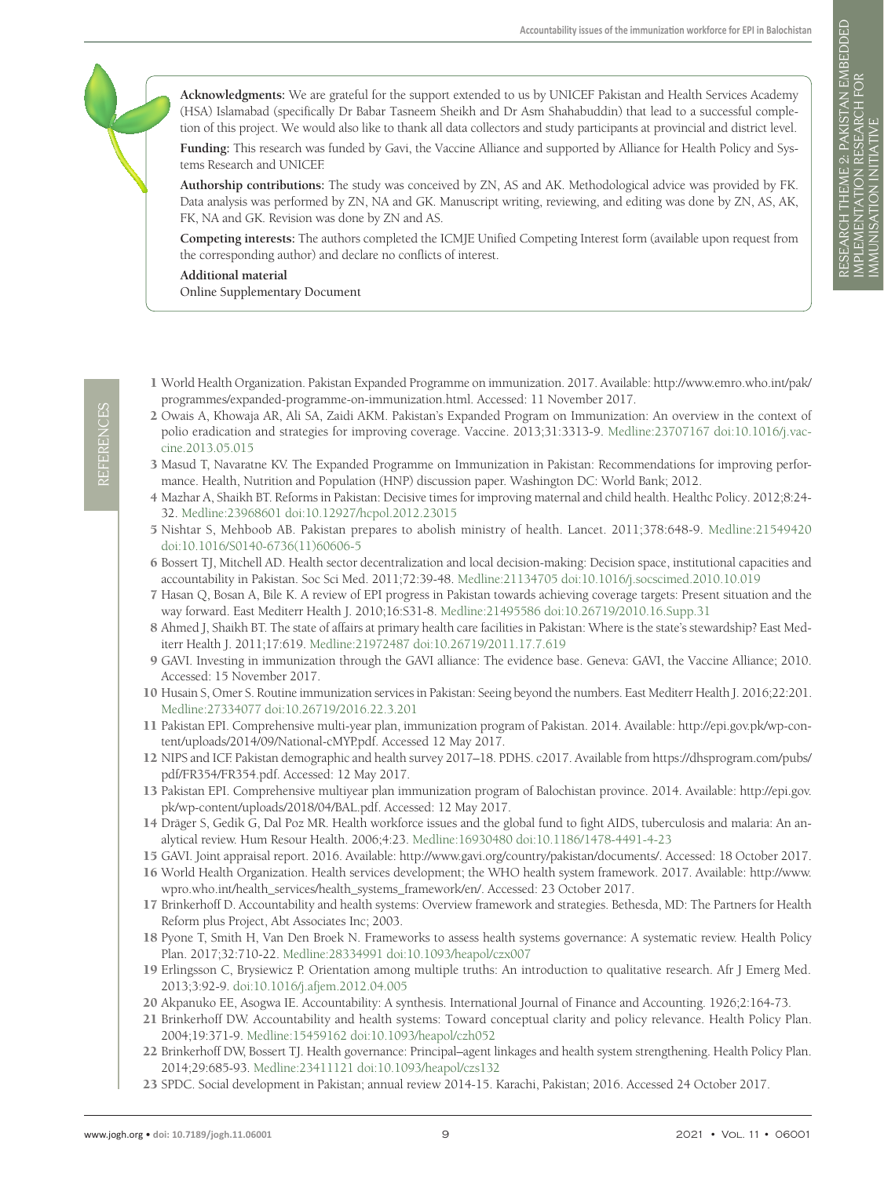**Acknowledgments:** We are grateful for the support extended to us by UNICEF Pakistan and Health Services Academy (HSA) Islamabad (specifically Dr Babar Tasneem Sheikh and Dr Asm Shahabuddin) that lead to a successful completion of this project. We would also like to thank all data collectors and study participants at provincial and district level.

**Funding:** This research was funded by Gavi, the Vaccine Alliance and supported by Alliance for Health Policy and Systems Research and UNICEF.

**Authorship contributions:** The study was conceived by ZN, AS and AK. Methodological advice was provided by FK. Data analysis was performed by ZN, NA and GK. Manuscript writing, reviewing, and editing was done by ZN, AS, AK, FK, NA and GK. Revision was done by ZN and AS.

**Competing interests:** The authors completed the ICMJE Unified Competing Interest form (available upon request from the corresponding author) and declare no conflicts of interest.

**Additional material**

Online Supplementary Document

## REFERENCES

1. World Health Organization. Pakistan Expanded Programme on immunization. 2017. Available: http://www.emro.who.int/pak/programmes/expanded-programme-on-immunization.html. Accessed: 11 November 2017.
2. Owais A, Khowaja AR, Ali SA, Zaidi AKM. Pakistan's Expanded Program on Immunization: An overview in the context of polio eradication and strategies for improving coverage. Vaccine. 2013;31:3313-9. Medline:23707167 doi:10.1016/j.vaccine.2013.05.015
3. Masud T, Navaratne KV. The Expanded Programme on Immunization in Pakistan: Recommendations for improving performance. Health, Nutrition and Population (HNP) discussion paper. Washington DC: World Bank; 2012.
4. Mazhar A, Shaikh BT. Reforms in Pakistan: Decisive times for improving maternal and child health. Healthc Policy. 2012;8:24-32. Medline:23968601 doi:10.12927/hcpol.2012.23015
5. Nishtar S, Mehboob AB. Pakistan prepares to abolish ministry of health. Lancet. 2011;378:648-9. Medline:21549420 doi:10.1016/S0140-6736(11)60606-5
6. Bossert TJ, Mitchell AD. Health sector decentralization and local decision-making: Decision space, institutional capacities and accountability in Pakistan. Soc Sci Med. 2011;72:39-48. Medline:21134705 doi:10.1016/j.socscimed.2010.10.019
7. Hasan Q, Bosan A, Bile K. A review of EPI progress in Pakistan towards achieving coverage targets: Present situation and the way forward. East Mediterr Health J. 2010;16:S31-8. Medline:21495586 doi:10.26719/2010.16.Supp.31
8. Ahmed J, Shaikh BT. The state of affairs at primary health care facilities in Pakistan: Where is the state's stewardship? East Mediterr Health J. 2011;17:619. Medline:21972487 doi:10.26719/2011.17.7.619
9. GAVI. Investing in immunization through the GAVI alliance: The evidence base. Geneva: GAVI, the Vaccine Alliance; 2010. Accessed: 15 November 2017.
10. Husain S, Omer S. Routine immunization services in Pakistan: Seeing beyond the numbers. East Mediterr Health J. 2016;22:201. Medline:27334077 doi:10.26719/2016.22.3.201
11. Pakistan EPI. Comprehensive multi-year plan, immunization program of Pakistan. 2014. Available: http://epi.gov.pk/wp-content/uploads/2014/09/National-cMYP.pdf. Accessed 12 May 2017.
12. NIPS and ICF. Pakistan demographic and health survey 2017–18. PDHS. c2017. Available from https://dhsprogram.com/pubs/pdf/FR354/FR354.pdf. Accessed: 12 May 2017.
13. Pakistan EPI. Comprehensive multiyear plan immunization program of Balochistan province. 2014. Available: http://epi.gov.pk/wp-content/uploads/2018/04/BAL.pdf. Accessed: 12 May 2017.
14. Dräger S, Gedik G, Dal Poz MR. Health workforce issues and the global fund to fight AIDS, tuberculosis and malaria: An analytical review. Hum Resour Health. 2006;4:23. Medline:16930480 doi:10.1186/1478-4491-4-23
15. GAVI. Joint appraisal report. 2016. Available: http://www.gavi.org/country/pakistan/documents/. Accessed: 18 October 2017.
16. World Health Organization. Health services development; the WHO health system framework. 2017. Available: http://www.wpro.who.int/health_services/health_systems_framework/en/. Accessed: 23 October 2017.
17. Brinkerhoff D. Accountability and health systems: Overview framework and strategies. Bethesda, MD: The Partners for Health Reform plus Project, Abt Associates Inc; 2003.
18. Pyone T, Smith H, Van Den Broek N. Frameworks to assess health systems governance: A systematic review. Health Policy Plan. 2017;32:710-22. Medline:28334991 doi:10.1093/heapol/czx007
19. Erlingsson C, Brysiewicz P. Orientation among multiple truths: An introduction to qualitative research. Afr J Emerg Med. 2013;3:92-9. doi:10.1016/j.afjem.2012.04.005
20. Akpanuko EE, Asogwa IE. Accountability: A synthesis. International Journal of Finance and Accounting. 1926;2:164-73.
21. Brinkerhoff DW. Accountability and health systems: Toward conceptual clarity and policy relevance. Health Policy Plan. 2004;19:371-9. Medline:15459162 doi:10.1093/heapol/czh052
22. Brinkerhoff DW, Bossert TJ. Health governance: Principal–agent linkages and health system strengthening. Health Policy Plan. 2014;29:685-93. Medline:23411121 doi:10.1093/heapol/czs132
23. SPDC. Social development in Pakistan; annual review 2014-15. Karachi, Pakistan; 2016. Accessed 24 October 2017.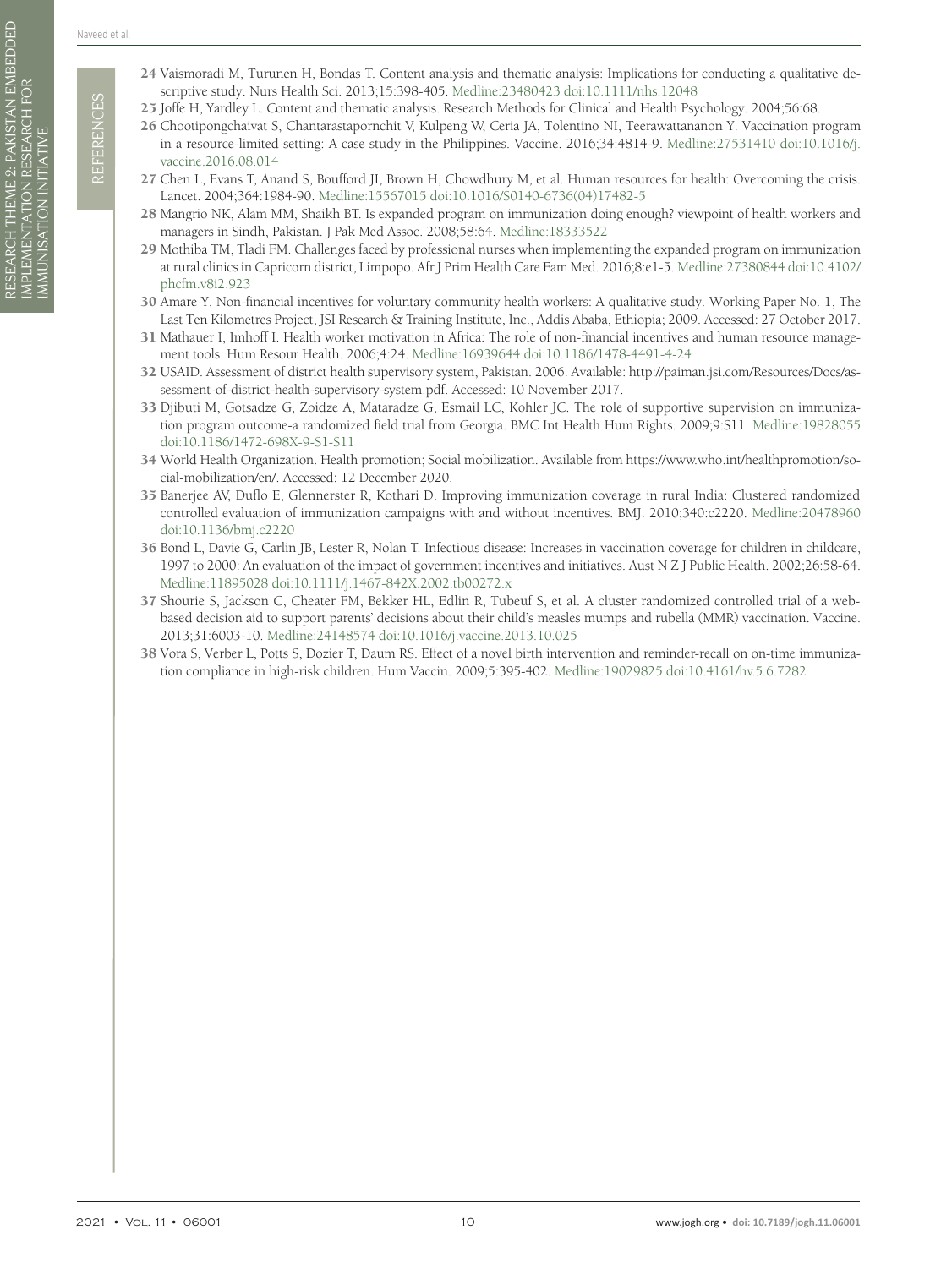24 Vaismoradi M, Turunen H, Bondas T. Content analysis and thematic analysis: Implications for conducting a qualitative descriptive study. Nurs Health Sci. 2013;15:398-405. Medline:23480423 doi:10.1111/nhs.12048

25 Joffe H, Yardley L. Content and thematic analysis. Research Methods for Clinical and Health Psychology. 2004;56:68.

26 Chootipongchaivat S, Chantarastapornchit V, Kulpeng W, Ceria JA, Tolentino NI, Teerawattananon Y. Vaccination program in a resource-limited setting: A case study in the Philippines. Vaccine. 2016;34:4814-9. Medline:27531410 doi:10.1016/j.vaccine.2016.08.014

27 Chen L, Evans T, Anand S, Boufford JI, Brown H, Chowdhury M, et al. Human resources for health: Overcoming the crisis. Lancet. 2004;364:1984-90. Medline:15567015 doi:10.1016/S0140-6736(04)17482-5

28 Mangrio NK, Alam MM, Shaikh BT. Is expanded program on immunization doing enough? viewpoint of health workers and managers in Sindh, Pakistan. J Pak Med Assoc. 2008;58:64. Medline:18333522

29 Mothiba TM, Tladi FM. Challenges faced by professional nurses when implementing the expanded program on immunization at rural clinics in Capricorn district, Limpopo. Afr J Prim Health Care Fam Med. 2016;8:e1-5. Medline:27380844 doi:10.4102/phcfm.v8i2.923

30 Amare Y. Non-financial incentives for voluntary community health workers: A qualitative study. Working Paper No. 1, The Last Ten Kilometres Project, JSI Research & Training Institute, Inc., Addis Ababa, Ethiopia; 2009. Accessed: 27 October 2017.

31 Mathauer I, Imhoff I. Health worker motivation in Africa: The role of non-financial incentives and human resource management tools. Hum Resour Health. 2006;4:24. Medline:16939644 doi:10.1186/1478-4491-4-24

32 USAID. Assessment of district health supervisory system, Pakistan. 2006. Available: http://paiman.jsi.com/Resources/Docs/assessment-of-district-health-supervisory-system.pdf. Accessed: 10 November 2017.

33 Djibuti M, Gotsadze G, Zoidze A, Mataradze G, Esmail LC, Kohler JC. The role of supportive supervision on immunization program outcome-a randomized field trial from Georgia. BMC Int Health Hum Rights. 2009;9:S11. Medline:19828055 doi:10.1186/1472-698X-9-S1-S11

34 World Health Organization. Health promotion; Social mobilization. Available from https://www.who.int/healthpromotion/social-mobilization/en/. Accessed: 12 December 2020.

35 Banerjee AV, Duflo E, Glennerster R, Kothari D. Improving immunization coverage in rural India: Clustered randomized controlled evaluation of immunization campaigns with and without incentives. BMJ. 2010;340:c2220. Medline:20478960 doi:10.1136/bmj.c2220

36 Bond L, Davie G, Carlin JB, Lester R, Nolan T. Infectious disease: Increases in vaccination coverage for children in childcare, 1997 to 2000: An evaluation of the impact of government incentives and initiatives. Aust N Z J Public Health. 2002;26:58-64. Medline:11895028 doi:10.1111/j.1467-842X.2002.tb00272.x

37 Shourie S, Jackson C, Cheater FM, Bekker HL, Edlin R, Tubeuf S, et al. A cluster randomized controlled trial of a web-based decision aid to support parents' decisions about their child's measles mumps and rubella (MMR) vaccination. Vaccine. 2013;31:6003-10. Medline:24148574 doi:10.1016/j.vaccine.2013.10.025

38 Vora S, Verber L, Potts S, Dozier T, Daum RS. Effect of a novel birth intervention and reminder-recall on on-time immunization compliance in high-risk children. Hum Vaccin. 2009;5:395-402. Medline:19029825 doi:10.4161/hv.5.6.7282